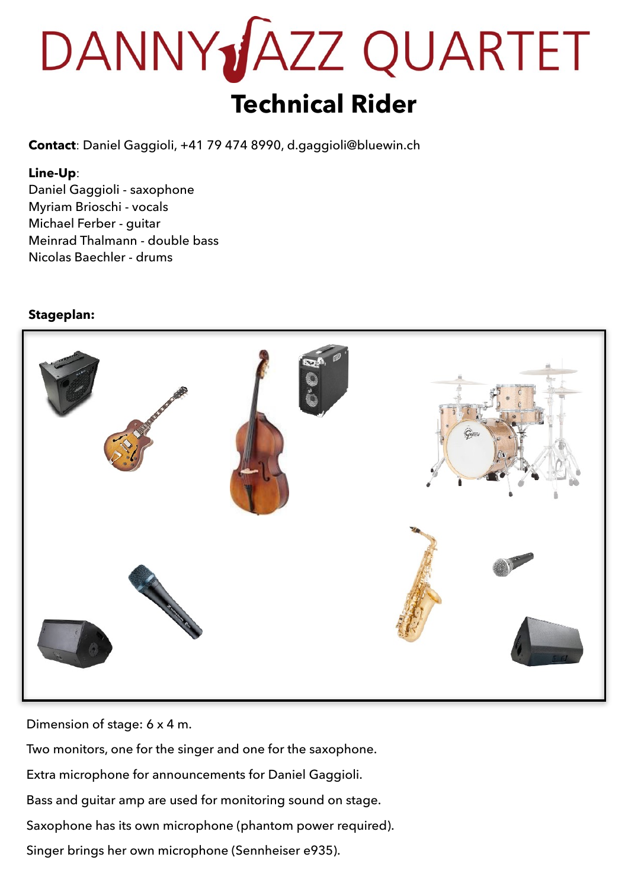# DANNY JAZZ QUARTET

## Technical Rider

**Contact**: Daniel Gaggioli, +41 79 474 8990, d.gaggioli@bluewin.ch

**Line-Up**:
Daniel Gaggioli - saxophone
Myriam Brioschi - vocals
Michael Ferber - guitar
Meinrad Thalmann - double bass
Nicolas Baechler - drums

**Stageplan:**

Dimension of stage: 6 x 4 m.

Two monitors, one for the singer and one for the saxophone.

Extra microphone for announcements for Daniel Gaggioli.

Bass and guitar amp are used for monitoring sound on stage.

Saxophone has its own microphone (phantom power required).

Singer brings her own microphone (Sennheiser e935).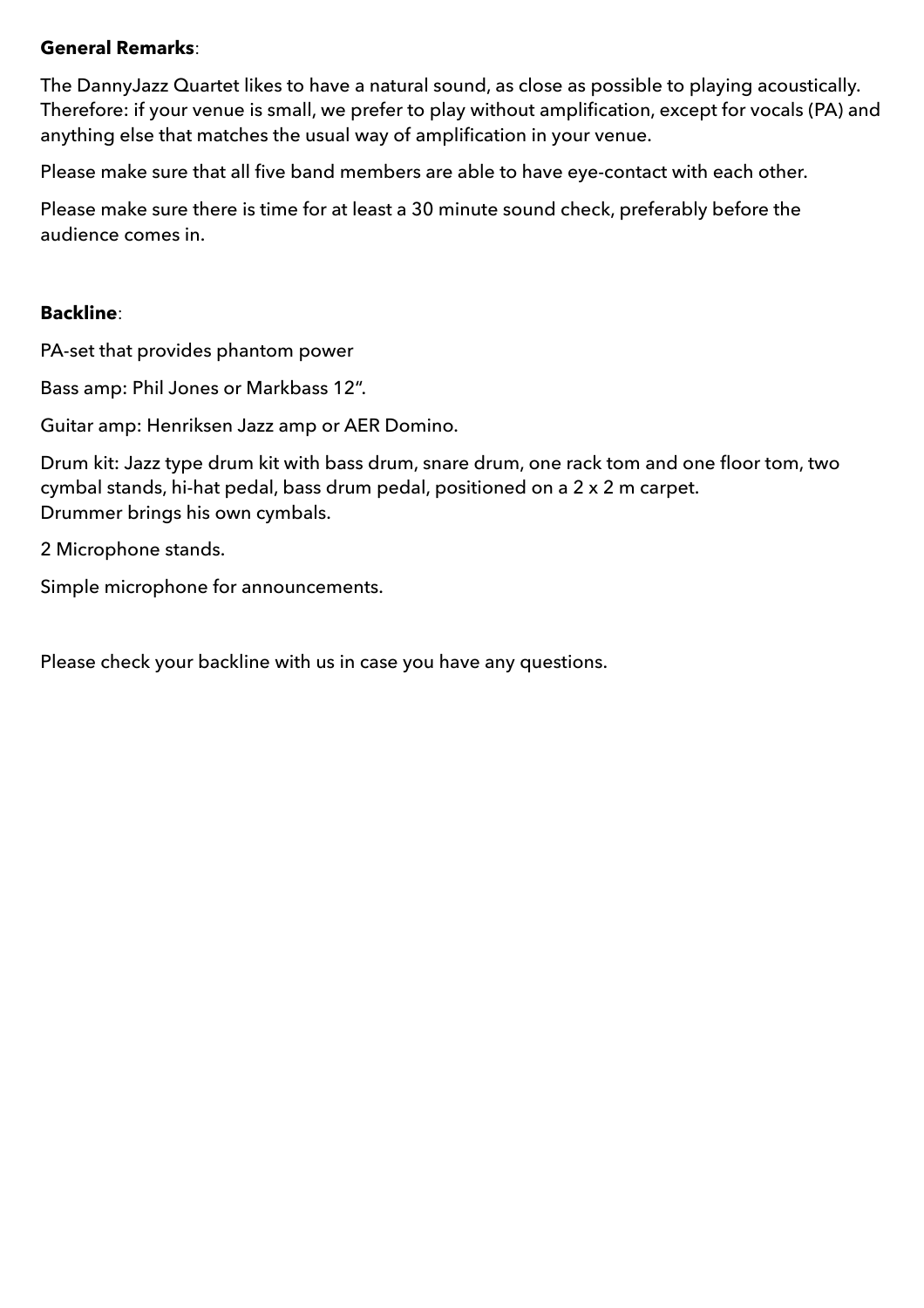**General Remarks**:

The DannyJazz Quartet likes to have a natural sound, as close as possible to playing acoustically. Therefore: if your venue is small, we prefer to play without amplification, except for vocals (PA) and anything else that matches the usual way of amplification in your venue.

Please make sure that all five band members are able to have eye-contact with each other.

Please make sure there is time for at least a 30 minute sound check, preferably before the audience comes in.

**Backline**:

PA-set that provides phantom power

Bass amp: Phil Jones or Markbass 12".

Guitar amp: Henriksen Jazz amp or AER Domino.

Drum kit: Jazz type drum kit with bass drum, snare drum, one rack tom and one floor tom, two cymbal stands, hi-hat pedal, bass drum pedal, positioned on a 2 x 2 m carpet.
Drummer brings his own cymbals.

2 Microphone stands.

Simple microphone for announcements.

Please check your backline with us in case you have any questions.